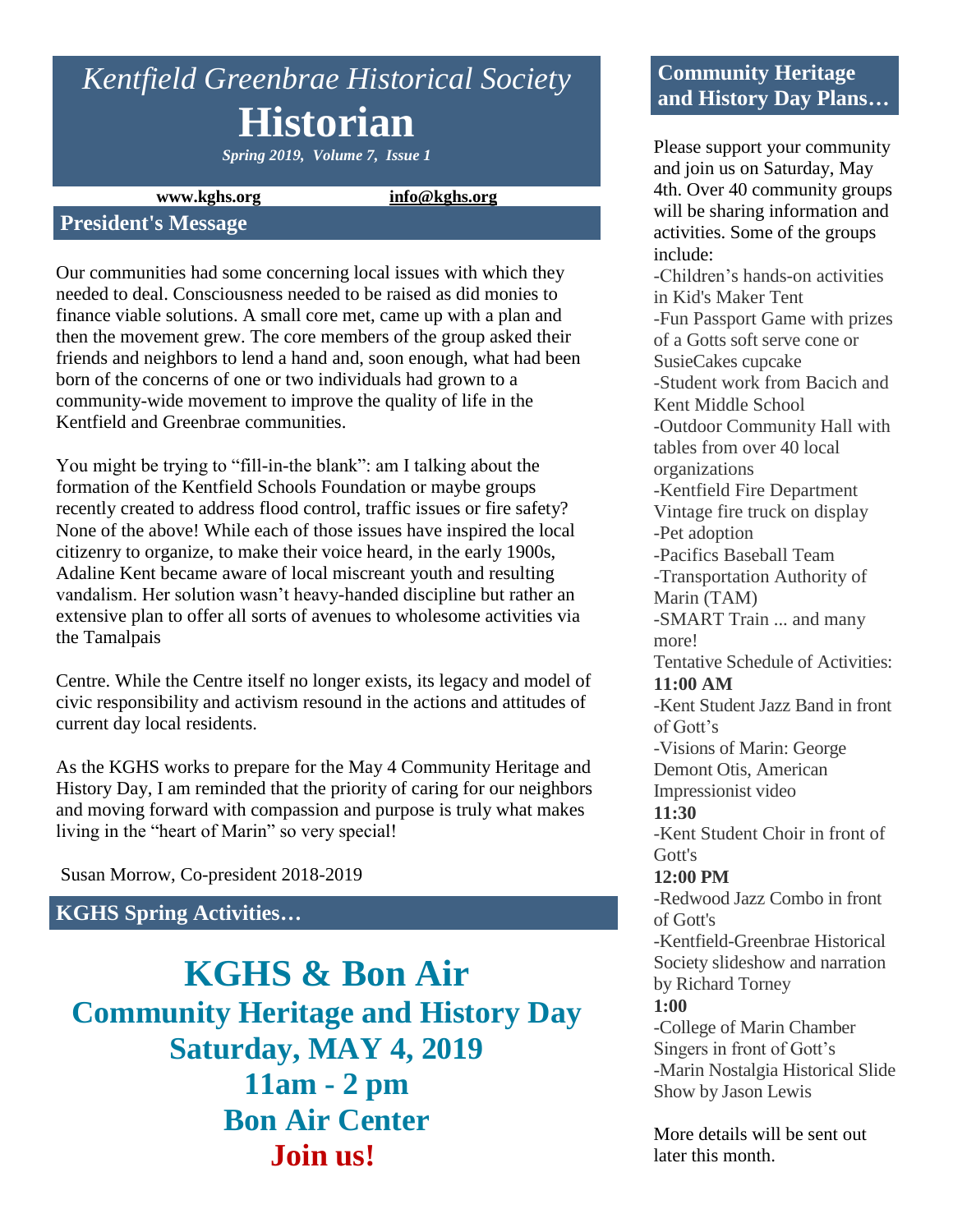# *Kentfield Greenbrae Historical Society*

# Historian

***Spring 2019, Volume 7, Issue 1***

**www.kghs.org** **info@kghs.org**

## President's Message

Our communities had some concerning local issues with which they needed to deal. Consciousness needed to be raised as did monies to finance viable solutions. A small core met, came up with a plan and then the movement grew. The core members of the group asked their friends and neighbors to lend a hand and, soon enough, what had been born of the concerns of one or two individuals had grown to a community-wide movement to improve the quality of life in the Kentfield and Greenbrae communities.

You might be trying to "fill-in-the blank": am I talking about the formation of the Kentfield Schools Foundation or maybe groups recently created to address flood control, traffic issues or fire safety? None of the above! While each of those issues have inspired the local citizenry to organize, to make their voice heard, in the early 1900s, Adaline Kent became aware of local miscreant youth and resulting vandalism. Her solution wasn't heavy-handed discipline but rather an extensive plan to offer all sorts of avenues to wholesome activities via the Tamalpais Centre. While the Centre itself no longer exists, its legacy and model of civic responsibility and activism resound in the actions and attitudes of current day local residents.

As the KGHS works to prepare for the May 4 Community Heritage and History Day, I am reminded that the priority of caring for our neighbors and moving forward with compassion and purpose is truly what makes living in the "heart of Marin" so very special!

Susan Morrow, Co-president 2018-2019

## KGHS Spring Activities…

# KGHS & Bon Air

## Community Heritage and History Day

## Saturday, MAY 4, 2019

## 11am - 2 pm

## Bon Air Center

## Join us!

## Community Heritage and History Day Plans…

Please support your community and join us on Saturday, May 4th. Over 40 community groups will be sharing information and activities. Some of the groups include:

- Children's hands-on activities in Kid's Maker Tent
- Fun Passport Game with prizes of a Gotts soft serve cone or SusieCakes cupcake
- Student work from Bacich and Kent Middle School
- Outdoor Community Hall with tables from over 40 local organizations
- Kentfield Fire Department Vintage fire truck on display
- Pet adoption
- Pacifics Baseball Team
- Transportation Authority of Marin (TAM)
- SMART Train ... and many more!

Tentative Schedule of Activities:

**11:00 AM**

- Kent Student Jazz Band in front of Gott's
- Visions of Marin: George Demont Otis, American Impressionist video

**11:30**

- Kent Student Choir in front of Gott's

**12:00 PM**

- Redwood Jazz Combo in front of Gott's
- Kentfield-Greenbrae Historical Society slideshow and narration by Richard Torney

**1:00**

- College of Marin Chamber Singers in front of Gott's
- Marin Nostalgia Historical Slide Show by Jason Lewis

More details will be sent out later this month.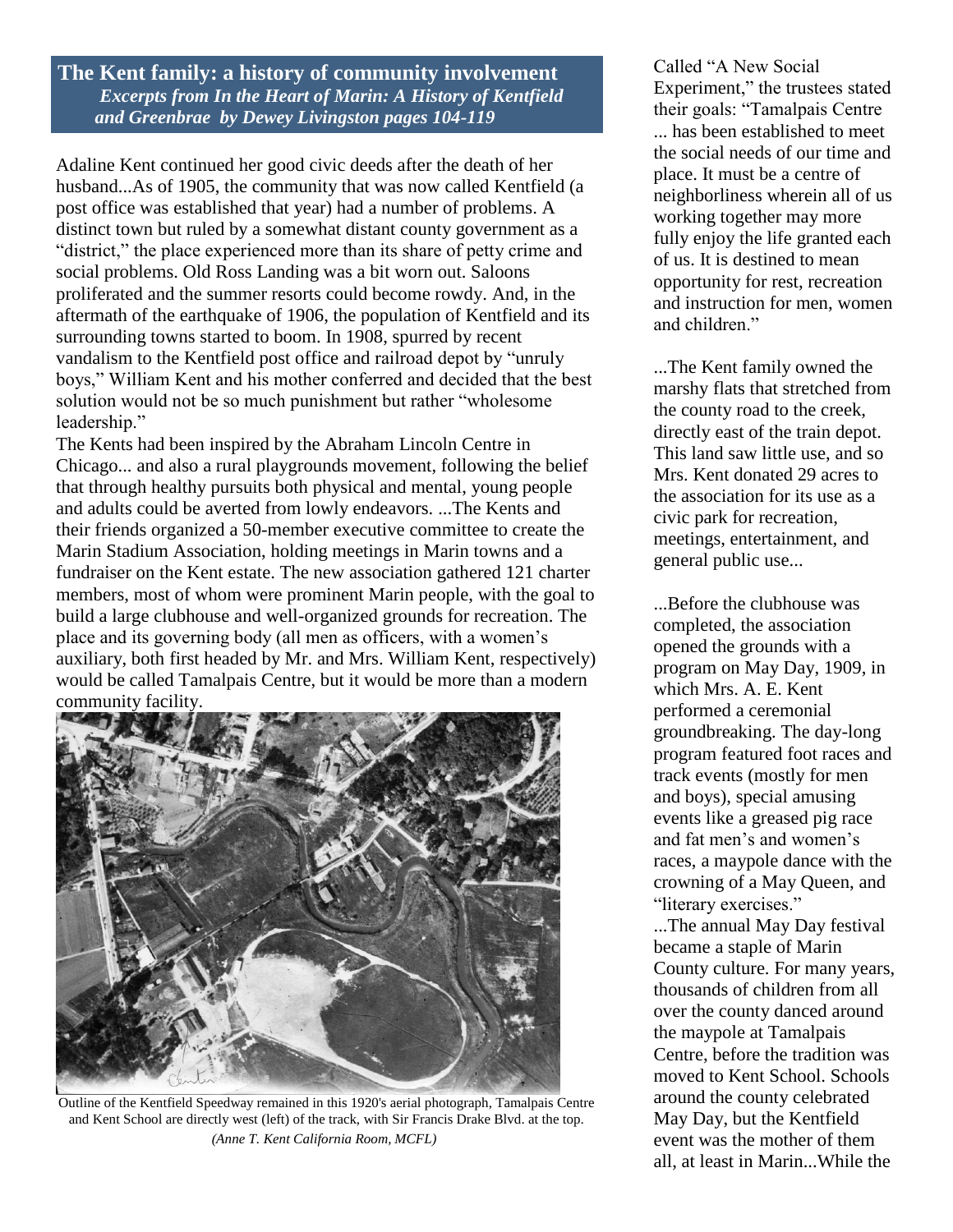## The Kent family: a history of community involvement

***Excerpts from In the Heart of Marin: A History of Kentfield and Greenbrae by Dewey Livingston pages 104-119***

Adaline Kent continued her good civic deeds after the death of her husband...As of 1905, the community that was now called Kentfield (a post office was established that year) had a number of problems. A distinct town but ruled by a somewhat distant county government as a "district," the place experienced more than its share of petty crime and social problems. Old Ross Landing was a bit worn out. Saloons proliferated and the summer resorts could become rowdy. And, in the aftermath of the earthquake of 1906, the population of Kentfield and its surrounding towns started to boom. In 1908, spurred by recent vandalism to the Kentfield post office and railroad depot by "unruly boys," William Kent and his mother conferred and decided that the best solution would not be so much punishment but rather "wholesome leadership."

The Kents had been inspired by the Abraham Lincoln Centre in Chicago... and also a rural playgrounds movement, following the belief that through healthy pursuits both physical and mental, young people and adults could be averted from lowly endeavors. ...The Kents and their friends organized a 50-member executive committee to create the Marin Stadium Association, holding meetings in Marin towns and a fundraiser on the Kent estate. The new association gathered 121 charter members, most of whom were prominent Marin people, with the goal to build a large clubhouse and well-organized grounds for recreation. The place and its governing body (all men as officers, with a women's auxiliary, both first headed by Mr. and Mrs. William Kent, respectively) would be called Tamalpais Centre, but it would be more than a modern community facility.

Outline of the Kentfield Speedway remained in this 1920's aerial photograph, Tamalpais Centre and Kent School are directly west (left) of the track, with Sir Francis Drake Blvd. at the top. *(Anne T. Kent California Room, MCFL)*

Called "A New Social Experiment," the trustees stated their goals: "Tamalpais Centre ... has been established to meet the social needs of our time and place. It must be a centre of neighborliness wherein all of us working together may more fully enjoy the life granted each of us. It is destined to mean opportunity for rest, recreation and instruction for men, women and children."

...The Kent family owned the marshy flats that stretched from the county road to the creek, directly east of the train depot. This land saw little use, and so Mrs. Kent donated 29 acres to the association for its use as a civic park for recreation, meetings, entertainment, and general public use...

...Before the clubhouse was completed, the association opened the grounds with a program on May Day, 1909, in which Mrs. A. E. Kent performed a ceremonial groundbreaking. The day-long program featured foot races and track events (mostly for men and boys), special amusing events like a greased pig race and fat men's and women's races, a maypole dance with the crowning of a May Queen, and "literary exercises."

...The annual May Day festival became a staple of Marin County culture. For many years, thousands of children from all over the county danced around the maypole at Tamalpais Centre, before the tradition was moved to Kent School. Schools around the county celebrated May Day, but the Kentfield event was the mother of them all, at least in Marin...While the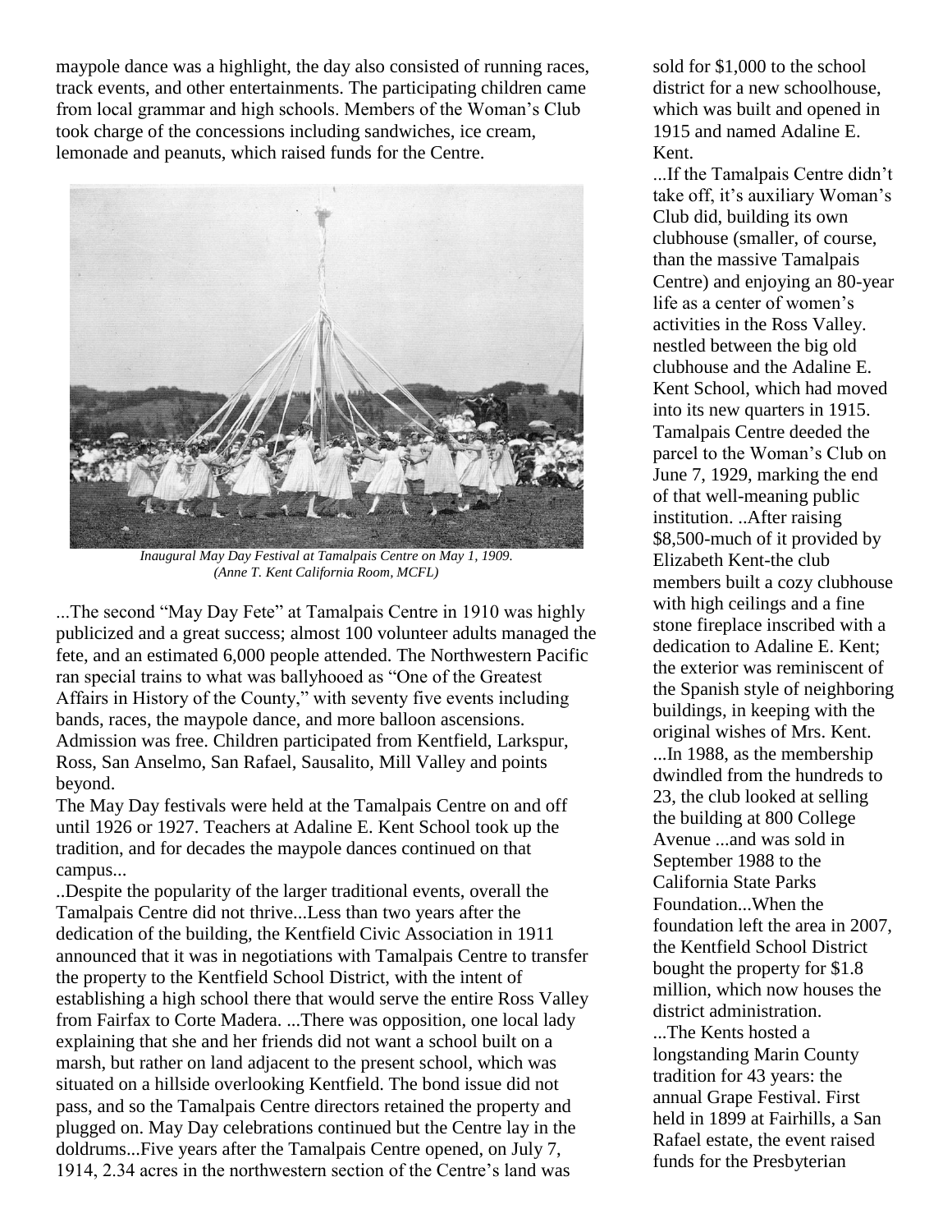maypole dance was a highlight, the day also consisted of running races, track events, and other entertainments. The participating children came from local grammar and high schools. Members of the Woman's Club took charge of the concessions including sandwiches, ice cream, lemonade and peanuts, which raised funds for the Centre.

*Inaugural May Day Festival at Tamalpais Centre on May 1, 1909. (Anne T. Kent California Room, MCFL)*

...The second "May Day Fete" at Tamalpais Centre in 1910 was highly publicized and a great success; almost 100 volunteer adults managed the fete, and an estimated 6,000 people attended. The Northwestern Pacific ran special trains to what was ballyhooed as "One of the Greatest Affairs in History of the County," with seventy five events including bands, races, the maypole dance, and more balloon ascensions. Admission was free. Children participated from Kentfield, Larkspur, Ross, San Anselmo, San Rafael, Sausalito, Mill Valley and points beyond.

The May Day festivals were held at the Tamalpais Centre on and off until 1926 or 1927. Teachers at Adaline E. Kent School took up the tradition, and for decades the maypole dances continued on that campus...

..Despite the popularity of the larger traditional events, overall the Tamalpais Centre did not thrive...Less than two years after the dedication of the building, the Kentfield Civic Association in 1911 announced that it was in negotiations with Tamalpais Centre to transfer the property to the Kentfield School District, with the intent of establishing a high school there that would serve the entire Ross Valley from Fairfax to Corte Madera. ...There was opposition, one local lady explaining that she and her friends did not want a school built on a marsh, but rather on land adjacent to the present school, which was situated on a hillside overlooking Kentfield. The bond issue did not pass, and so the Tamalpais Centre directors retained the property and plugged on. May Day celebrations continued but the Centre lay in the doldrums...Five years after the Tamalpais Centre opened, on July 7, 1914, 2.34 acres in the northwestern section of the Centre's land was sold for $1,000 to the school district for a new schoolhouse, which was built and opened in 1915 and named Adaline E. Kent.

...If the Tamalpais Centre didn't take off, it's auxiliary Woman's Club did, building its own clubhouse (smaller, of course, than the massive Tamalpais Centre) and enjoying an 80-year life as a center of women's activities in the Ross Valley. nestled between the big old clubhouse and the Adaline E. Kent School, which had moved into its new quarters in 1915. Tamalpais Centre deeded the parcel to the Woman's Club on June 7, 1929, marking the end of that well-meaning public institution. ..After raising $8,500-much of it provided by Elizabeth Kent-the club members built a cozy clubhouse with high ceilings and a fine stone fireplace inscribed with a dedication to Adaline E. Kent; the exterior was reminiscent of the Spanish style of neighboring buildings, in keeping with the original wishes of Mrs. Kent.

...In 1988, as the membership dwindled from the hundreds to 23, the club looked at selling the building at 800 College Avenue ...and was sold in September 1988 to the California State Parks Foundation...When the foundation left the area in 2007, the Kentfield School District bought the property for $1.8 million, which now houses the district administration.

...The Kents hosted a longstanding Marin County tradition for 43 years: the annual Grape Festival. First held in 1899 at Fairhills, a San Rafael estate, the event raised funds for the Presbyterian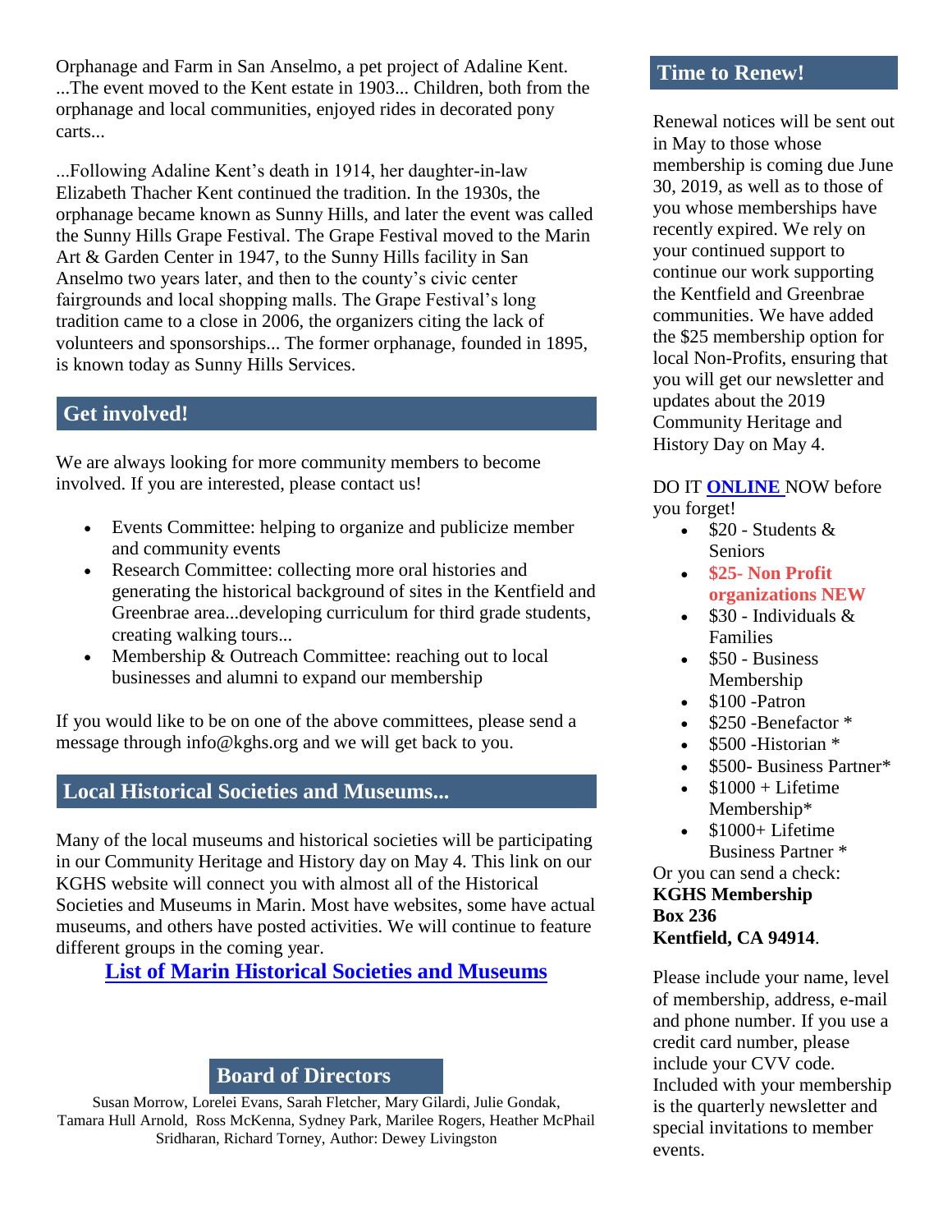Orphanage and Farm in San Anselmo, a pet project of Adaline Kent. ...The event moved to the Kent estate in 1903... Children, both from the orphanage and local communities, enjoyed rides in decorated pony carts...

...Following Adaline Kent's death in 1914, her daughter-in-law Elizabeth Thacher Kent continued the tradition. In the 1930s, the orphanage became known as Sunny Hills, and later the event was called the Sunny Hills Grape Festival. The Grape Festival moved to the Marin Art & Garden Center in 1947, to the Sunny Hills facility in San Anselmo two years later, and then to the county's civic center fairgrounds and local shopping malls. The Grape Festival's long tradition came to a close in 2006, the organizers citing the lack of volunteers and sponsorships... The former orphanage, founded in 1895, is known today as Sunny Hills Services.

## Get involved!

We are always looking for more community members to become involved. If you are interested, please contact us!

- Events Committee: helping to organize and publicize member and community events
- Research Committee: collecting more oral histories and generating the historical background of sites in the Kentfield and Greenbrae area...developing curriculum for third grade students, creating walking tours...
- Membership & Outreach Committee: reaching out to local businesses and alumni to expand our membership

If you would like to be on one of the above committees, please send a message through info@kghs.org and we will get back to you.

## Local Historical Societies and Museums...

Many of the local museums and historical societies will be participating in our Community Heritage and History day on May 4. This link on our KGHS website will connect you with almost all of the Historical Societies and Museums in Marin. Most have websites, some have actual museums, and others have posted activities. We will continue to feature different groups in the coming year.

**List of Marin Historical Societies and Museums**

## Board of Directors

Susan Morrow, Lorelei Evans, Sarah Fletcher, Mary Gilardi, Julie Gondak, Tamara Hull Arnold, Ross McKenna, Sydney Park, Marilee Rogers, Heather McPhail Sridharan, Richard Torney, Author: Dewey Livingston

## Time to Renew!

Renewal notices will be sent out in May to those whose membership is coming due June 30, 2019, as well as to those of you whose memberships have recently expired. We rely on your continued support to continue our work supporting the Kentfield and Greenbrae communities. We have added the $25 membership option for local Non-Profits, ensuring that you will get our newsletter and updates about the 2019 Community Heritage and History Day on May 4.

DO IT **ONLINE** NOW before you forget!

- $20 - Students & Seniors
- **$25- Non Profit organizations NEW**
- $30 - Individuals & Families
- $50 - Business Membership
- $100 -Patron
- $250 -Benefactor *
- $500 -Historian *
- $500- Business Partner*
- $1000 + Lifetime Membership*
- $1000+ Lifetime Business Partner *

Or you can send a check:
**KGHS Membership**
**Box 236**
**Kentfield, CA 94914**.

Please include your name, level of membership, address, e-mail and phone number. If you use a credit card number, please include your CVV code. Included with your membership is the quarterly newsletter and special invitations to member events.